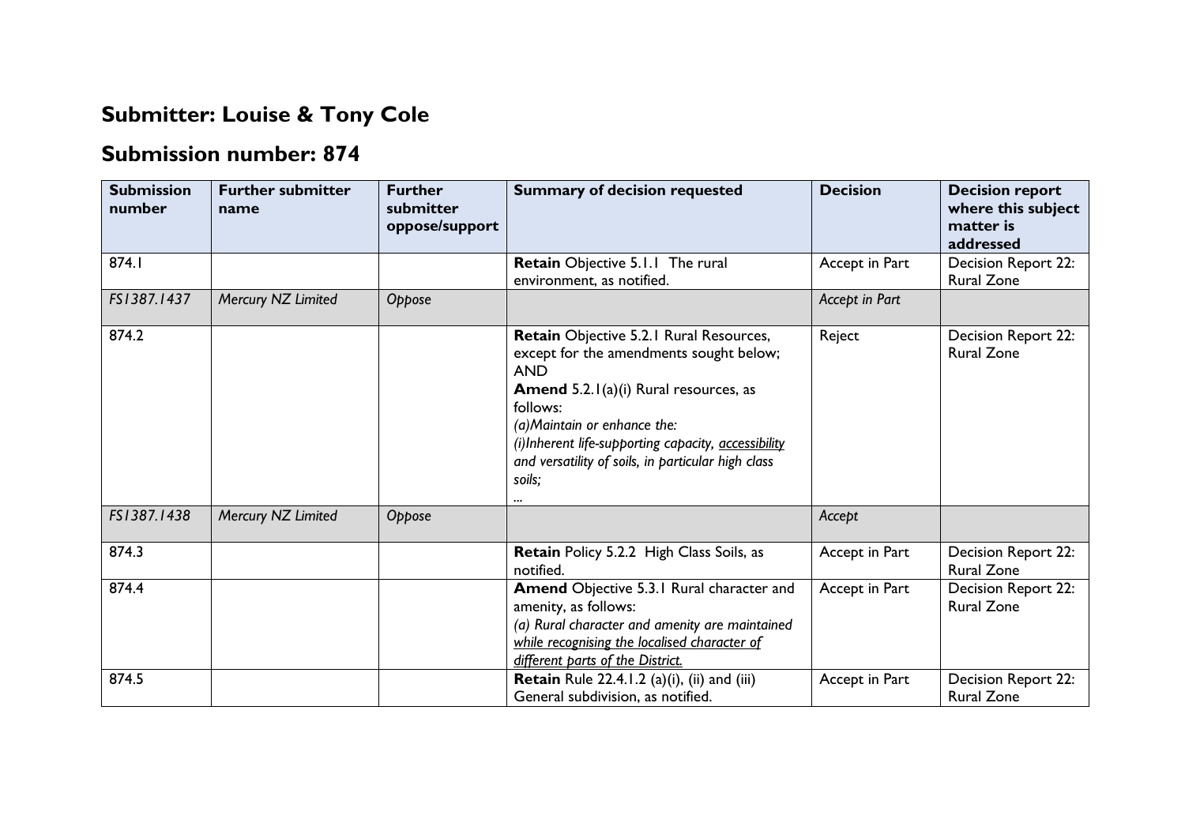## Submitter: Louise & Tony Cole

## Submission number: 874

| Submission number | Further submitter name | Further submitter oppose/support | Summary of decision requested | Decision | Decision report where this subject matter is addressed |
|---|---|---|---|---|---|
| 874.1 | | | **Retain** Objective 5.1.1 The rural environment, as notified. | Accept in Part | Decision Report 22: Rural Zone |
| *FS1387.1437* | *Mercury NZ Limited* | *Oppose* | | *Accept in Part* | |
| 874.2 | | | **Retain** Objective 5.2.1 Rural Resources, except for the amendments sought below;<br>AND<br>**Amend** 5.2.1(a)(i) Rural resources, as follows:<br>*(a)Maintain or enhance the:*<br>*(i)Inherent life-supporting capacity, <u>accessibility</u> and versatility of soils, in particular high class soils;*<br>*...* | Reject | Decision Report 22: Rural Zone |
| *FS1387.1438* | *Mercury NZ Limited* | *Oppose* | | *Accept* | |
| 874.3 | | | **Retain** Policy 5.2.2 High Class Soils, as notified. | Accept in Part | Decision Report 22: Rural Zone |
| 874.4 | | | **Amend** Objective 5.3.1 Rural character and amenity, as follows:<br>*(a) Rural character and amenity are maintained <u>while recognising the localised character of different parts of the District.</u>* | Accept in Part | Decision Report 22: Rural Zone |
| 874.5 | | | **Retain** Rule 22.4.1.2 (a)(i), (ii) and (iii) General subdivision, as notified. | Accept in Part | Decision Report 22: Rural Zone |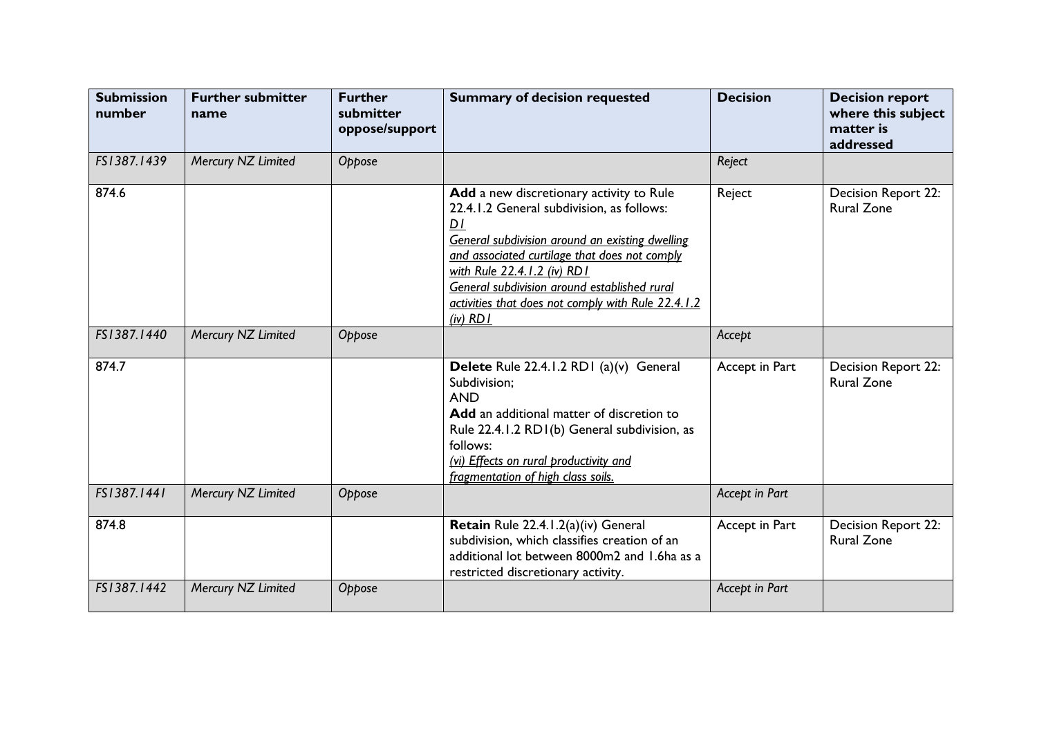| Submission number | Further submitter name | Further submitter oppose/support | Summary of decision requested | Decision | Decision report where this subject matter is addressed |
|---|---|---|---|---|---|
| *FS1387.1439* | *Mercury NZ Limited* | *Oppose* | | *Reject* | |
| 874.6 | | | **Add** a new discretionary activity to Rule 22.4.1.2 General subdivision, as follows:<br>*D1*<br>*General subdivision around an existing dwelling and associated curtilage that does not comply with Rule 22.4.1.2 (iv) RD1*<br>*General subdivision around established rural activities that does not comply with Rule 22.4.1.2 (iv) RD1* | Reject | Decision Report 22: Rural Zone |
| *FS1387.1440* | *Mercury NZ Limited* | *Oppose* | | *Accept* | |
| 874.7 | | | **Delete** Rule 22.4.1.2 RD1 (a)(v) General Subdivision;<br>AND<br>**Add** an additional matter of discretion to Rule 22.4.1.2 RD1(b) General subdivision, as follows:<br>*(vi) Effects on rural productivity and fragmentation of high class soils.* | Accept in Part | Decision Report 22: Rural Zone |
| *FS1387.1441* | *Mercury NZ Limited* | *Oppose* | | *Accept in Part* | |
| 874.8 | | | **Retain** Rule 22.4.1.2(a)(iv) General subdivision, which classifies creation of an additional lot between 8000m2 and 1.6ha as a restricted discretionary activity. | Accept in Part | Decision Report 22: Rural Zone |
| *FS1387.1442* | *Mercury NZ Limited* | *Oppose* | | *Accept in Part* | |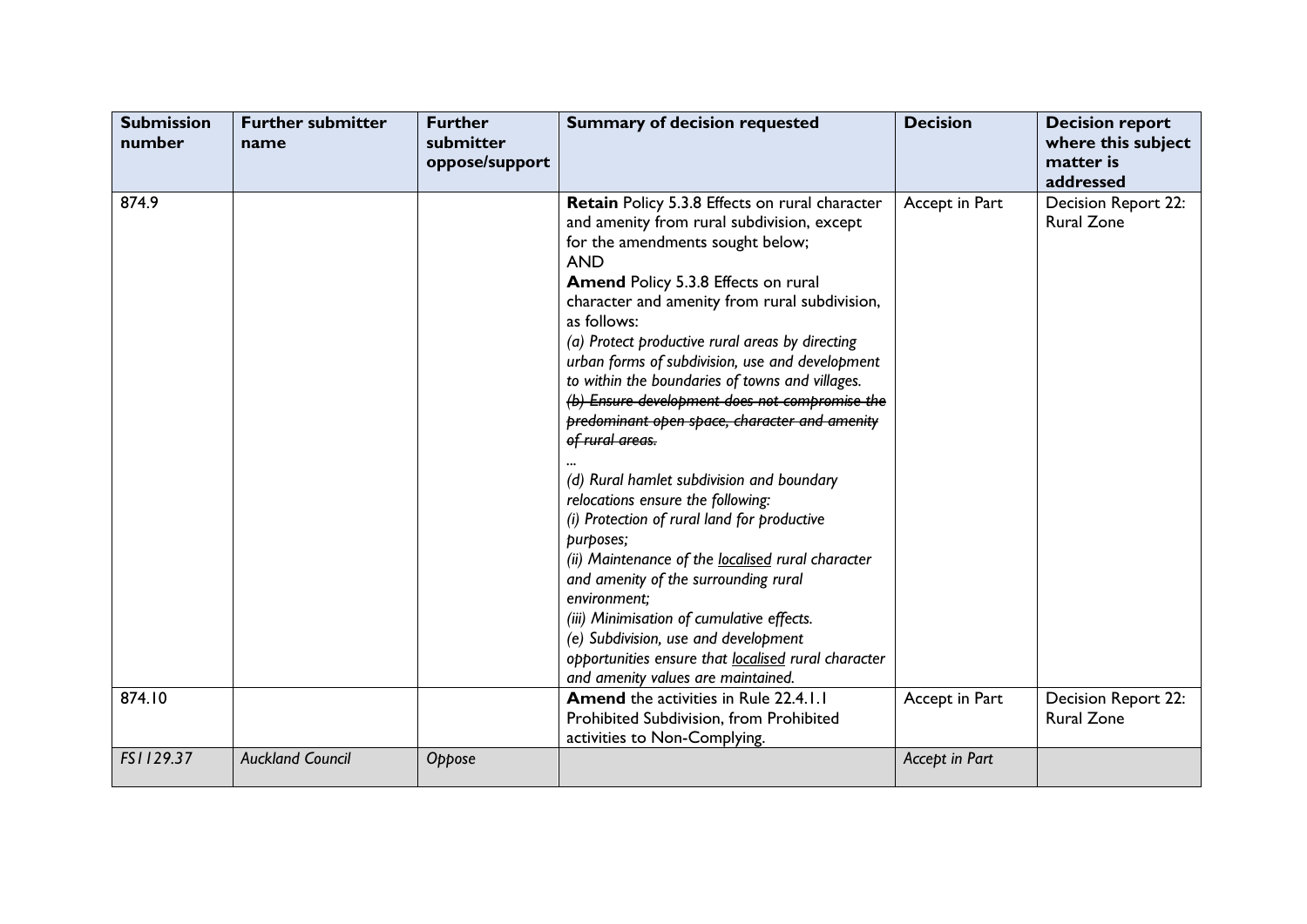| Submission number | Further submitter name | Further submitter oppose/support | Summary of decision requested | Decision | Decision report where this subject matter is addressed |
|---|---|---|---|---|---|
| 874.9 | | | **Retain** Policy 5.3.8 Effects on rural character and amenity from rural subdivision, except for the amendments sought below;<br>AND<br>**Amend** Policy 5.3.8 Effects on rural character and amenity from rural subdivision, as follows:<br>*(a) Protect productive rural areas by directing urban forms of subdivision, use and development to within the boundaries of towns and villages.*<br>~~*(b) Ensure development does not compromise the predominant open space, character and amenity of rural areas.*~~<br>*...*<br>*(d) Rural hamlet subdivision and boundary relocations ensure the following:*<br>*(i) Protection of rural land for productive purposes;*<br>*(ii) Maintenance of the <u>localised</u> rural character and amenity of the surrounding rural environment;*<br>*(iii) Minimisation of cumulative effects.*<br>*(e) Subdivision, use and development opportunities ensure that <u>localised</u> rural character and amenity values are maintained.* | Accept in Part | Decision Report 22: Rural Zone |
| 874.10 | | | **Amend** the activities in Rule 22.4.1.1 Prohibited Subdivision, from Prohibited activities to Non-Complying. | Accept in Part | Decision Report 22: Rural Zone |
| *FS1129.37* | *Auckland Council* | *Oppose* | | *Accept in Part* | |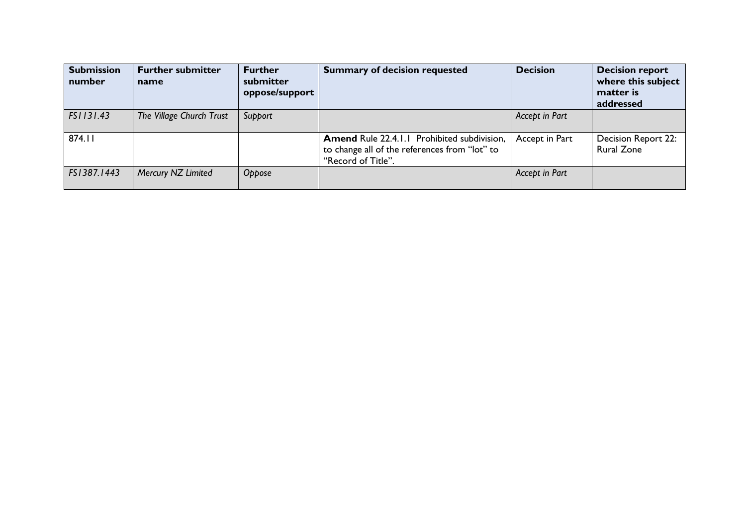| Submission number | Further submitter name | Further submitter oppose/support | Summary of decision requested | Decision | Decision report where this subject matter is addressed |
|---|---|---|---|---|---|
| *FS1131.43* | *The Village Church Trust* | *Support* | | *Accept in Part* | |
| 874.11 | | | **Amend** Rule 22.4.1.1 Prohibited subdivision, to change all of the references from "lot" to "Record of Title". | Accept in Part | Decision Report 22: Rural Zone |
| *FS1387.1443* | *Mercury NZ Limited* | *Oppose* | | *Accept in Part* | |